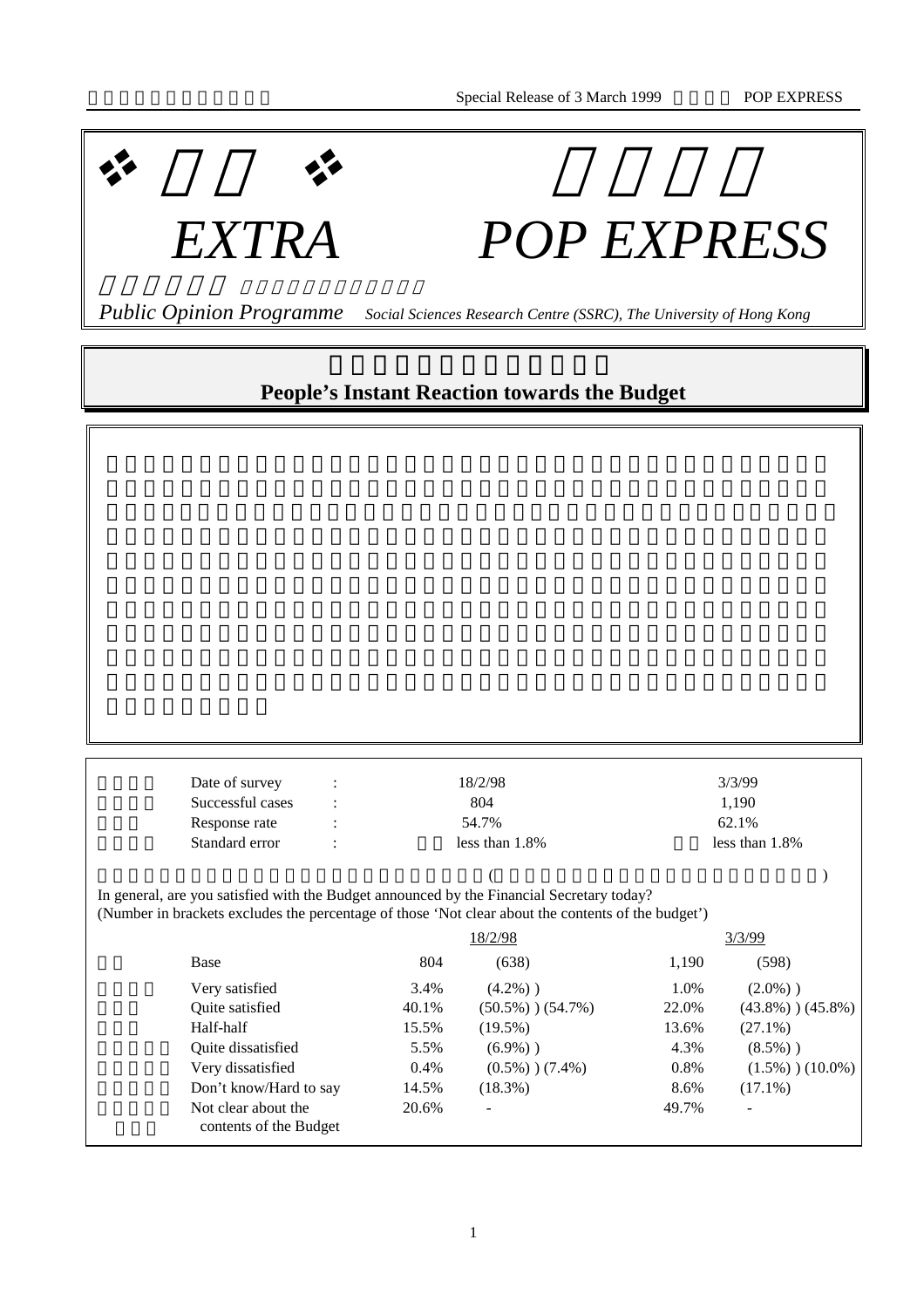# EXTRA POP EXPRESS

*Public Opinion Programme* *Social Sciences Research Centre (SSRC), The University of Hong Kong*

## People's Instant Reaction towards the Budget

| | 18/2/98 | 3/3/99 |
|---|---|---|
| Date of survey | 18/2/98 | 3/3/99 |
| Successful cases | 804 | 1,190 |
| Response rate | 54.7% | 62.1% |
| Standard error | less than 1.8% | less than 1.8% |

In general, are you satisfied with the Budget announced by the Financial Secretary today?
(Number in brackets excludes the percentage of those 'Not clear about the contents of the budget')

| | 18/2/98 | | | 3/3/99 | | |
|---|---|---|---|---|---|---|
| Base | 804 | (638) | | 1,190 | (598) | |
| Very satisfied | 3.4% | (4.2%) ) | | 1.0% | (2.0%) ) | |
| Quite satisfied | 40.1% | (50.5%) ) | (54.7%) | 22.0% | (43.8%) ) | (45.8%) |
| Half-half | 15.5% | (19.5%) | | 13.6% | (27.1%) | |
| Quite dissatisfied | 5.5% | (6.9%) ) | | 4.3% | (8.5%) ) | |
| Very dissatisfied | 0.4% | (0.5%) ) | (7.4%) | 0.8% | (1.5%) ) | (10.0%) |
| Don't know/Hard to say | 14.5% | (18.3%) | | 8.6% | (17.1%) | |
| Not clear about the contents of the Budget | 20.6% | - | | 49.7% | - | |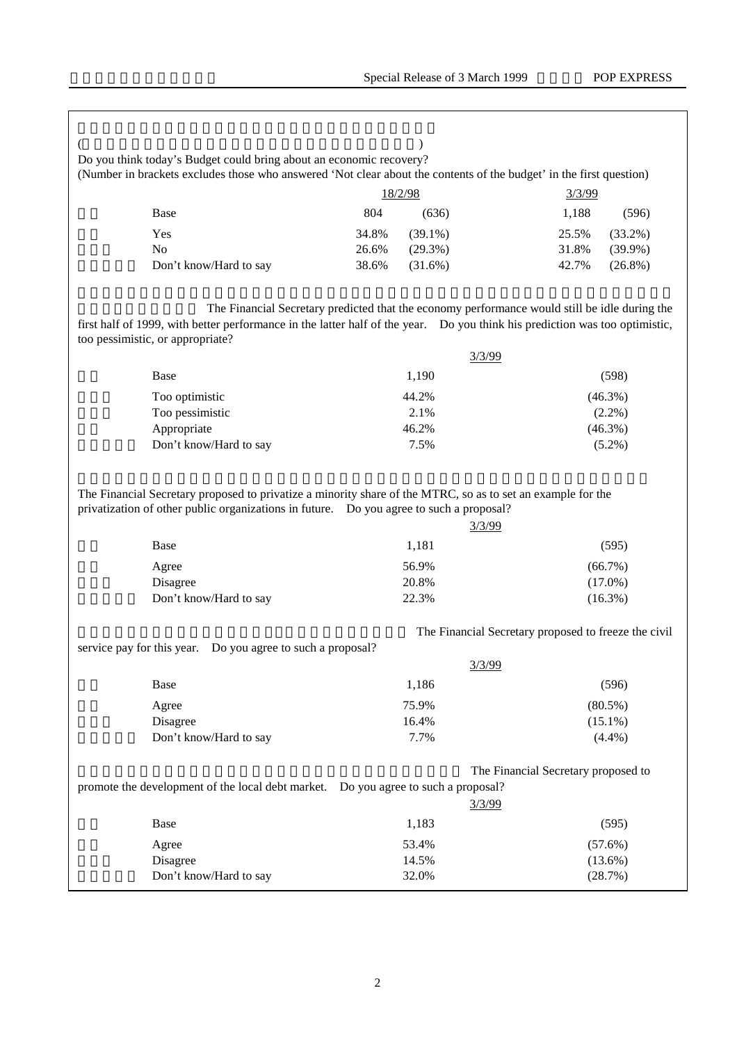Do you think today's Budget could bring about an economic recovery?
(Number in brackets excludes those who answered 'Not clear about the contents of the budget' in the first question)

| | 18/2/98 | | 3/3/99 | |
|---|---|---|---|---|
| Base | 804 | (636) | 1,188 | (596) |
| Yes | 34.8% | (39.1%) | 25.5% | (33.2%) |
| No | 26.6% | (29.3%) | 31.8% | (39.9%) |
| Don't know/Hard to say | 38.6% | (31.6%) | 42.7% | (26.8%) |

The Financial Secretary predicted that the economy performance would still be idle during the first half of 1999, with better performance in the latter half of the year. Do you think his prediction was too optimistic, too pessimistic, or appropriate?

| | 3/3/99 | |
|---|---|---|
| Base | 1,190 | (598) |
| Too optimistic | 44.2% | (46.3%) |
| Too pessimistic | 2.1% | (2.2%) |
| Appropriate | 46.2% | (46.3%) |
| Don't know/Hard to say | 7.5% | (5.2%) |

The Financial Secretary proposed to privatize a minority share of the MTRC, so as to set an example for the privatization of other public organizations in future. Do you agree to such a proposal?

| | 3/3/99 | |
|---|---|---|
| Base | 1,181 | (595) |
| Agree | 56.9% | (66.7%) |
| Disagree | 20.8% | (17.0%) |
| Don't know/Hard to say | 22.3% | (16.3%) |

The Financial Secretary proposed to freeze the civil service pay for this year. Do you agree to such a proposal?

| | 3/3/99 | |
|---|---|---|
| Base | 1,186 | (596) |
| Agree | 75.9% | (80.5%) |
| Disagree | 16.4% | (15.1%) |
| Don't know/Hard to say | 7.7% | (4.4%) |

The Financial Secretary proposed to promote the development of the local debt market. Do you agree to such a proposal?

| | 3/3/99 | |
|---|---|---|
| Base | 1,183 | (595) |
| Agree | 53.4% | (57.6%) |
| Disagree | 14.5% | (13.6%) |
| Don't know/Hard to say | 32.0% | (28.7%) |